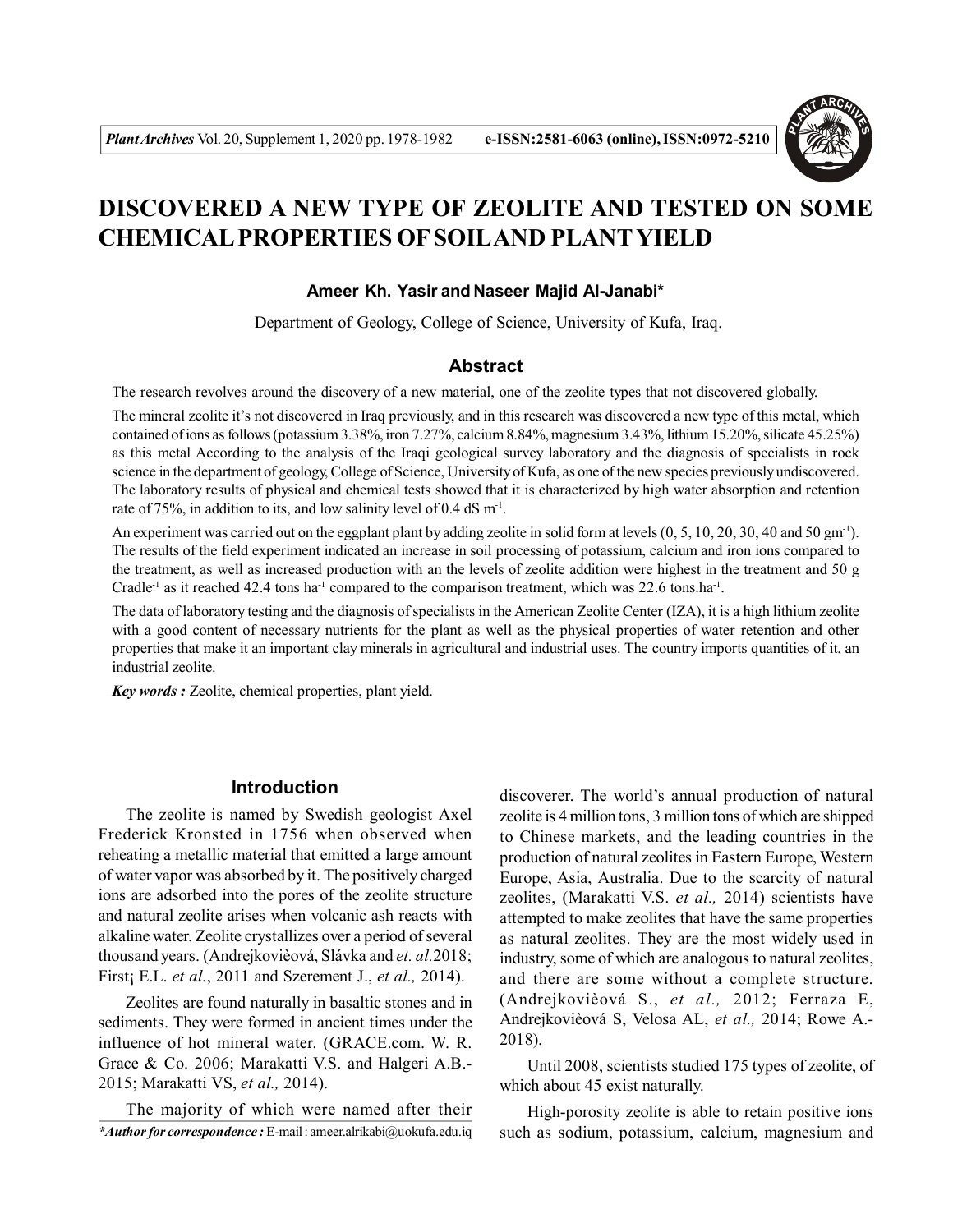# DISCOVERED A NEW TYPE OF ZEOLITE AND TESTED ON SOME CHEMICAL PROPERTIES OF SOIL AND PLANT YIELD

**Ameer Kh. Yasir and Naseer Majid Al-Janabi***

Department of Geology, College of Science, University of Kufa, Iraq.

## Abstract

The research revolves around the discovery of a new material, one of the zeolite types that not discovered globally.

The mineral zeolite it's not discovered in Iraq previously, and in this research was discovered a new type of this metal, which contained of ions as follows (potassium 3.38%, iron 7.27%, calcium 8.84%, magnesium 3.43%, lithium 15.20%, silicate 45.25%) as this metal According to the analysis of the Iraqi geological survey laboratory and the diagnosis of specialists in rock science in the department of geology, College of Science, University of Kufa, as one of the new species previously undiscovered. The laboratory results of physical and chemical tests showed that it is characterized by high water absorption and retention rate of 75%, in addition to its, and low salinity level of 0.4 dS $m^{-1}$.

An experiment was carried out on the eggplant plant by adding zeolite in solid form at levels (0, 5, 10, 20, 30, 40 and 50 $gm^{-1}$). The results of the field experiment indicated an increase in soil processing of potassium, calcium and iron ions compared to the treatment, as well as increased production with an the levels of zeolite addition were highest in the treatment and 50 g $Cradle^{-1}$ as it reached 42.4 tons $ha^{-1}$ compared to the comparison treatment, which was 22.6 $tons.ha^{-1}$.

The data of laboratory testing and the diagnosis of specialists in the American Zeolite Center (IZA), it is a high lithium zeolite with a good content of necessary nutrients for the plant as well as the physical properties of water retention and other properties that make it an important clay minerals in agricultural and industrial uses. The country imports quantities of it, an industrial zeolite.

***Key words :*** Zeolite, chemical properties, plant yield.

## Introduction

The zeolite is named by Swedish geologist Axel Frederick Kronsted in 1756 when observed when reheating a metallic material that emitted a large amount of water vapor was absorbed by it. The positively charged ions are adsorbed into the pores of the zeolite structure and natural zeolite arises when volcanic ash reacts with alkaline water. Zeolite crystallizes over a period of several thousand years. (Andrejkovièová, Slávka and *et. al.*2018; First¡ E.L. *et al.*, 2011 and Szerement J., *et al.,* 2014).

Zeolites are found naturally in basaltic stones and in sediments. They were formed in ancient times under the influence of hot mineral water. (GRACE.com. W. R. Grace & Co. 2006; Marakatti V.S. and Halgeri A.B.- 2015; Marakatti VS, *et al.,* 2014).

The majority of which were named after their discoverer. The world's annual production of natural zeolite is 4 million tons, 3 million tons of which are shipped to Chinese markets, and the leading countries in the production of natural zeolites in Eastern Europe, Western Europe, Asia, Australia. Due to the scarcity of natural zeolites, (Marakatti V.S. *et al.,* 2014) scientists have attempted to make zeolites that have the same properties as natural zeolites. They are the most widely used in industry, some of which are analogous to natural zeolites, and there are some without a complete structure. (Andrejkovièová S., *et al.,* 2012; Ferraza E, Andrejkovièová S, Velosa AL, *et al.,* 2014; Rowe A.- 2018).

Until 2008, scientists studied 175 types of zeolite, of which about 45 exist naturally.

High-porosity zeolite is able to retain positive ions such as sodium, potassium, calcium, magnesium and

****Author for correspondence :*** E-mail : ameer.alrikabi@uokufa.edu.iq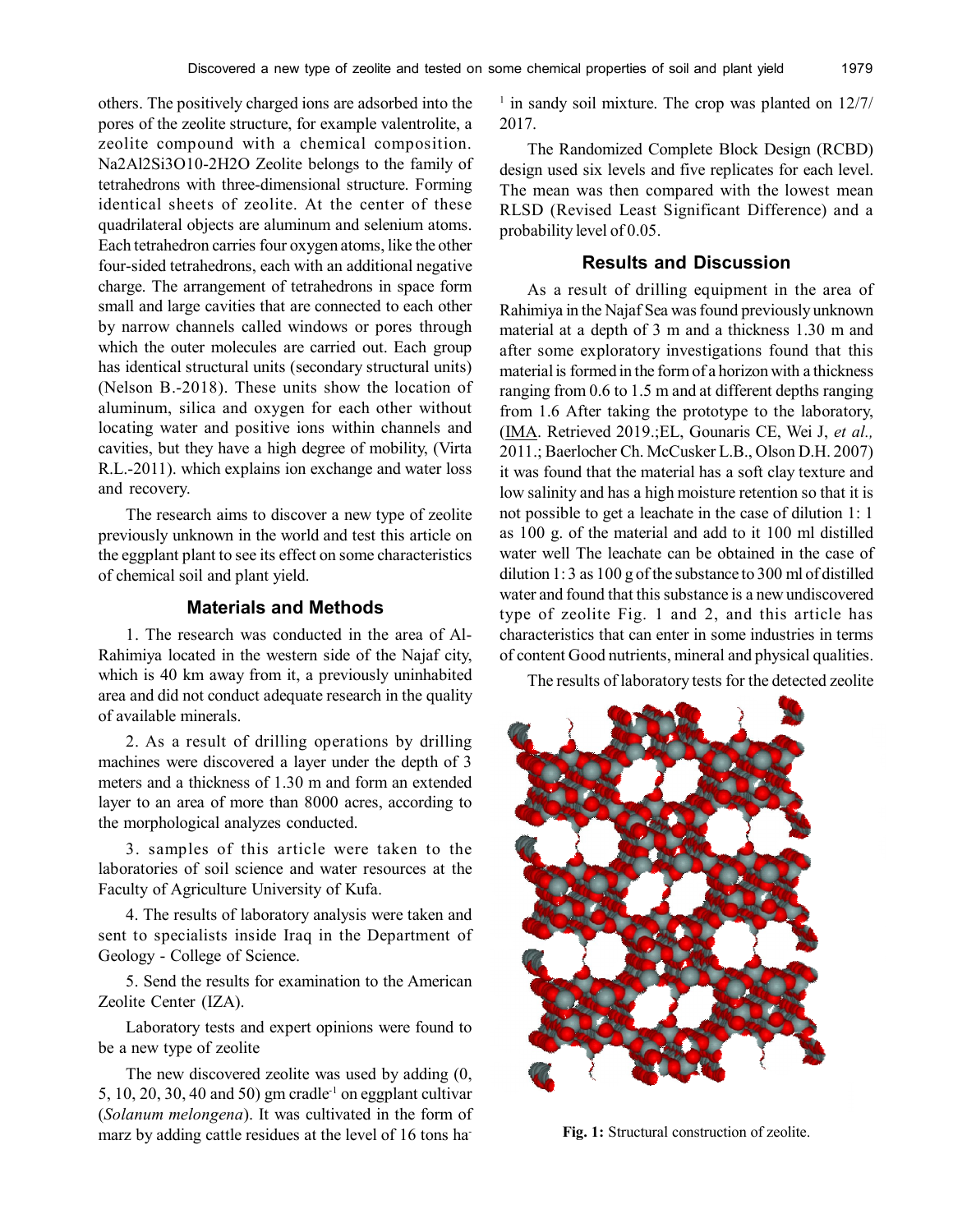others. The positively charged ions are adsorbed into the pores of the zeolite structure, for example valentrolite, a zeolite compound with a chemical composition. Na2Al2Si3O10-2H2O Zeolite belongs to the family of tetrahedrons with three-dimensional structure. Forming identical sheets of zeolite. At the center of these quadrilateral objects are aluminum and selenium atoms. Each tetrahedron carries four oxygen atoms, like the other four-sided tetrahedrons, each with an additional negative charge. The arrangement of tetrahedrons in space form small and large cavities that are connected to each other by narrow channels called windows or pores through which the outer molecules are carried out. Each group has identical structural units (secondary structural units) (Nelson B.-2018). These units show the location of aluminum, silica and oxygen for each other without locating water and positive ions within channels and cavities, but they have a high degree of mobility, (Virta R.L.-2011). which explains ion exchange and water loss and recovery.

The research aims to discover a new type of zeolite previously unknown in the world and test this article on the eggplant plant to see its effect on some characteristics of chemical soil and plant yield.

## Materials and Methods

1. The research was conducted in the area of Al-Rahimiya located in the western side of the Najaf city, which is 40 km away from it, a previously uninhabited area and did not conduct adequate research in the quality of available minerals.

2. As a result of drilling operations by drilling machines were discovered a layer under the depth of 3 meters and a thickness of 1.30 m and form an extended layer to an area of more than 8000 acres, according to the morphological analyzes conducted.

3. samples of this article were taken to the laboratories of soil science and water resources at the Faculty of Agriculture University of Kufa.

4. The results of laboratory analysis were taken and sent to specialists inside Iraq in the Department of Geology - College of Science.

5. Send the results for examination to the American Zeolite Center (IZA).

Laboratory tests and expert opinions were found to be a new type of zeolite

The new discovered zeolite was used by adding (0, 5, 10, 20, 30, 40 and 50) gm cradle$^{-1}$ on eggplant cultivar (*Solanum melongena*). It was cultivated in the form of marz by adding cattle residues at the level of 16 tons ha$^{-1}$ in sandy soil mixture. The crop was planted on 12/7/2017.

The Randomized Complete Block Design (RCBD) design used six levels and five replicates for each level. The mean was then compared with the lowest mean RLSD (Revised Least Significant Difference) and a probability level of 0.05.

## Results and Discussion

As a result of drilling equipment in the area of Rahimiya in the Najaf Sea was found previously unknown material at a depth of 3 m and a thickness 1.30 m and after some exploratory investigations found that this material is formed in the form of a horizon with a thickness ranging from 0.6 to 1.5 m and at different depths ranging from 1.6 After taking the prototype to the laboratory, (IMA. Retrieved 2019.;EL, Gounaris CE, Wei J, *et al.,* 2011.; Baerlocher Ch. McCusker L.B., Olson D.H. 2007) it was found that the material has a soft clay texture and low salinity and has a high moisture retention so that it is not possible to get a leachate in the case of dilution 1: 1 as 100 g. of the material and add to it 100 ml distilled water well The leachate can be obtained in the case of dilution 1: 3 as 100 g of the substance to 300 ml of distilled water and found that this substance is a new undiscovered type of zeolite Fig. 1 and 2, and this article has characteristics that can enter in some industries in terms of content Good nutrients, mineral and physical qualities.

The results of laboratory tests for the detected zeolite

**Fig. 1:** Structural construction of zeolite.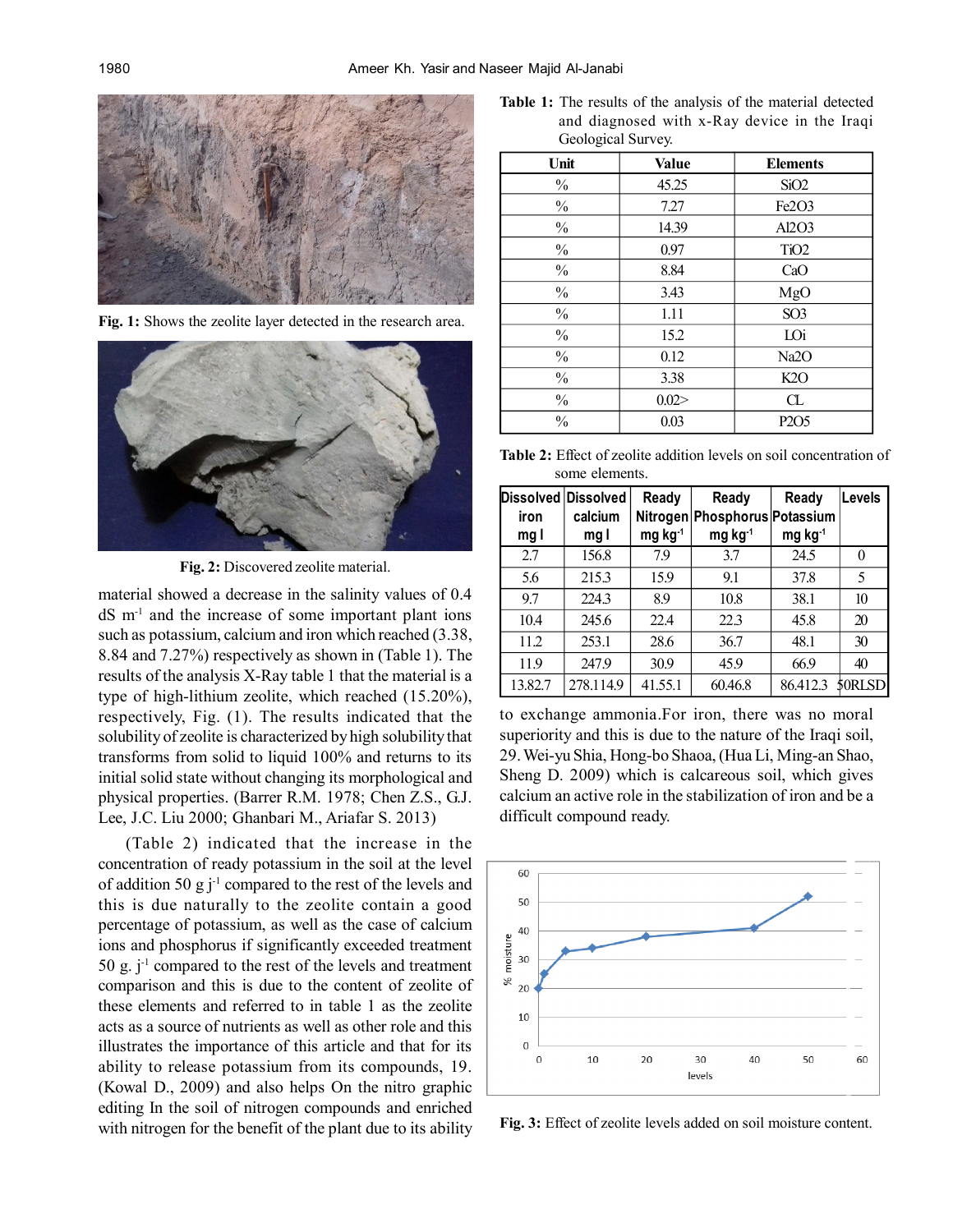Fig. 1: Shows the zeolite layer detected in the research area.

Fig. 2: Discovered zeolite material.

material showed a decrease in the salinity values of 0.4 dS $m^{-1}$ and the increase of some important plant ions such as potassium, calcium and iron which reached (3.38, 8.84 and 7.27%) respectively as shown in (Table 1). The results of the analysis X-Ray table 1 that the material is a type of high-lithium zeolite, which reached (15.20%), respectively, Fig. (1). The results indicated that the solubility of zeolite is characterized by high solubility that transforms from solid to liquid 100% and returns to its initial solid state without changing its morphological and physical properties. (Barrer R.M. 1978; Chen Z.S., G.J. Lee, J.C. Liu 2000; Ghanbari M., Ariafar S. 2013)

(Table 2) indicated that the increase in the concentration of ready potassium in the soil at the level of addition 50 g $j^{-1}$ compared to the rest of the levels and this is due naturally to the zeolite contain a good percentage of potassium, as well as the case of calcium ions and phosphorus if significantly exceeded treatment 50 g. $j^{-1}$ compared to the rest of the levels and treatment comparison and this is due to the content of zeolite of these elements and referred to in table 1 as the zeolite acts as a source of nutrients as well as other role and this illustrates the importance of this article and that for its ability to release potassium from its compounds, 19. (Kowal D., 2009) and also helps On the nitro graphic editing In the soil of nitrogen compounds and enriched with nitrogen for the benefit of the plant due to its ability to exchange ammonia.For iron, there was no moral superiority and this is due to the nature of the Iraqi soil, 29. Wei-yu Shia, Hong-bo Shaoa, (Hua Li, Ming-an Shao, Sheng D. 2009) which is calcareous soil, which gives calcium an active role in the stabilization of iron and be a difficult compound ready.

**Table 1:** The results of the analysis of the material detected and diagnosed with x-Ray device in the Iraqi Geological Survey.

| Unit | Value | Elements |
|---|---|---|
| % | 45.25 | SiO2 |
| % | 7.27 | Fe2O3 |
| % | 14.39 | Al2O3 |
| % | 0.97 | TiO2 |
| % | 8.84 | CaO |
| % | 3.43 | MgO |
| % | 1.11 | SO3 |
| % | 15.2 | LOi |
| % | 0.12 | Na2O |
| % | 3.38 | K2O |
| % | 0.02> | CL |
| % | 0.03 | P2O5 |

**Table 2:** Effect of zeolite addition levels on soil concentration of some elements.

| Dissolved iron mg l | Dissolved calcium mg l | Ready Nitrogen mg $kg^{-1}$ | Ready Phosphorus mg $kg^{-1}$ | Ready Potassium mg $kg^{-1}$ | Levels |
|---|---|---|---|---|---|
| 2.7 | 156.8 | 7.9 | 3.7 | 24.5 | 0 |
| 5.6 | 215.3 | 15.9 | 9.1 | 37.8 | 5 |
| 9.7 | 224.3 | 8.9 | 10.8 | 38.1 | 10 |
| 10.4 | 245.6 | 22.4 | 22.3 | 45.8 | 20 |
| 11.2 | 253.1 | 28.6 | 36.7 | 48.1 | 30 |
| 11.9 | 247.9 | 30.9 | 45.9 | 66.9 | 40 |
| 13.82.7 | 278.114.9 | 41.55.1 | 60.46.8 | 86.412.3 | 50RLSD |

Fig. 3: Effect of zeolite levels added on soil moisture content.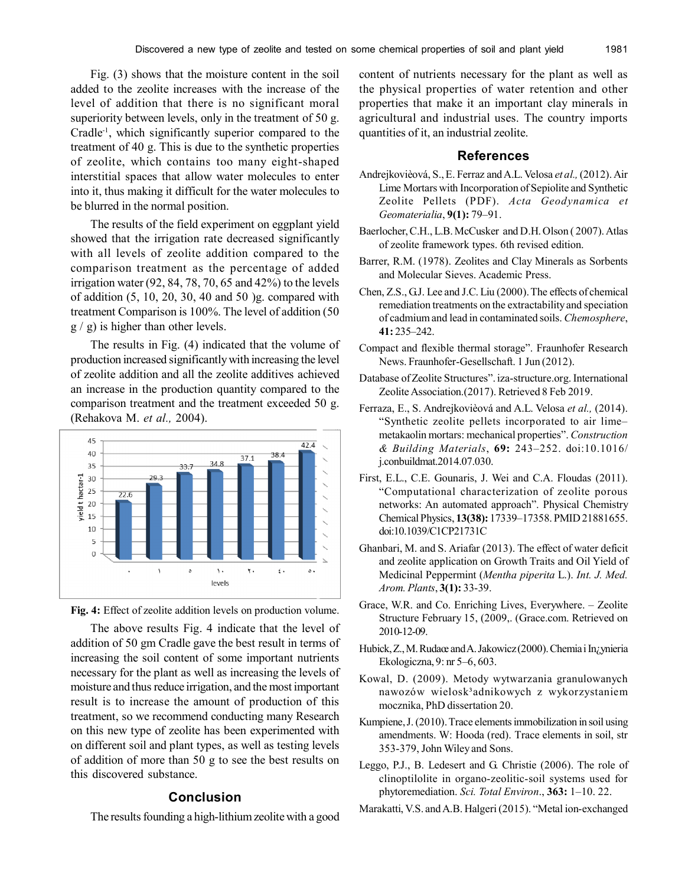Fig. (3) shows that the moisture content in the soil added to the zeolite increases with the increase of the level of addition that there is no significant moral superiority between levels, only in the treatment of 50 g. Cradle$^{-1}$, which significantly superior compared to the treatment of 40 g. This is due to the synthetic properties of zeolite, which contains too many eight-shaped interstitial spaces that allow water molecules to enter into it, thus making it difficult for the water molecules to be blurred in the normal position.

The results of the field experiment on eggplant yield showed that the irrigation rate decreased significantly with all levels of zeolite addition compared to the comparison treatment as the percentage of added irrigation water (92, 84, 78, 70, 65 and 42%) to the levels of addition (5, 10, 20, 30, 40 and 50 )g. compared with treatment Comparison is 100%. The level of addition (50 g / g) is higher than other levels.

The results in Fig. (4) indicated that the volume of production increased significantly with increasing the level of zeolite addition and all the zeolite additives achieved an increase in the production quantity compared to the comparison treatment and the treatment exceeded 50 g. (Rehakova M. *et al.,* 2004).

**Fig. 4:** Effect of zeolite addition levels on production volume.

The above results Fig. 4 indicate that the level of addition of 50 gm Cradle gave the best result in terms of increasing the soil content of some important nutrients necessary for the plant as well as increasing the levels of moisture and thus reduce irrigation, and the most important result is to increase the amount of production of this treatment, so we recommend conducting many Research on this new type of zeolite has been experimented with on different soil and plant types, as well as testing levels of addition of more than 50 g to see the best results on this discovered substance.

## Conclusion

The results founding a high-lithium zeolite with a good content of nutrients necessary for the plant as well as the physical properties of water retention and other properties that make it an important clay minerals in agricultural and industrial uses. The country imports quantities of it, an industrial zeolite.

## References

Andrejkovièová, S., E. Ferraz and A.L. Velosa *et al.,* (2012). Air Lime Mortars with Incorporation of Sepiolite and Synthetic Zeolite Pellets (PDF). *Acta Geodynamica et Geomaterialia*, **9(1):** 79–91.

Baerlocher, C.H., L.B. McCusker and D.H. Olson ( 2007). Atlas of zeolite framework types. 6th revised edition.

Barrer, R.M. (1978). Zeolites and Clay Minerals as Sorbents and Molecular Sieves. Academic Press.

Chen, Z.S., G.J. Lee and J.C. Liu (2000). The effects of chemical remediation treatments on the extractability and speciation of cadmium and lead in contaminated soils. *Chemosphere*, **41:** 235–242.

Compact and flexible thermal storage". Fraunhofer Research News. Fraunhofer-Gesellschaft. 1 Jun (2012).

Database of Zeolite Structures". iza-structure.org. International Zeolite Association.(2017). Retrieved 8 Feb 2019.

Ferraza, E., S. Andrejkovièová and A.L. Velosa *et al.,* (2014). "Synthetic zeolite pellets incorporated to air lime–metakaolin mortars: mechanical properties". *Construction & Building Materials*, **69:** 243–252. doi:10.1016/j.conbuildmat.2014.07.030.

First, E.L., C.E. Gounaris, J. Wei and C.A. Floudas (2011). "Computational characterization of zeolite porous networks: An automated approach". Physical Chemistry Chemical Physics, **13(38):** 17339–17358. PMID 21881655. doi:10.1039/C1CP21731C

Ghanbari, M. and S. Ariafar (2013). The effect of water deficit and zeolite application on Growth Traits and Oil Yield of Medicinal Peppermint (*Mentha piperita* L.). *Int. J. Med. Arom. Plants*, **3(1):** 33-39.

Grace, W.R. and Co. Enriching Lives, Everywhere. – Zeolite Structure February 15, (2009,. (Grace.com. Retrieved on 2010-12-09.

Hubick, Z., M. Rudace and A. Jakowicz (2000). Chemia i In¿ynieria Ekologiczna, 9: nr 5–6, 603.

Kowal, D. (2009). Metody wytwarzania granulowanych nawozów wielosk³adnikowych z wykorzystaniem mocznika, PhD dissertation 20.

Kumpiene, J. (2010). Trace elements immobilization in soil using amendments. W: Hooda (red). Trace elements in soil, str 353-379, John Wiley and Sons.

Leggo, P.J., B. Ledesert and G. Christie (2006). The role of clinoptilolite in organo-zeolitic-soil systems used for phytoremediation. *Sci. Total Environ.*, **363:** 1–10. 22.

Marakatti, V.S. and A.B. Halgeri (2015). "Metal ion-exchanged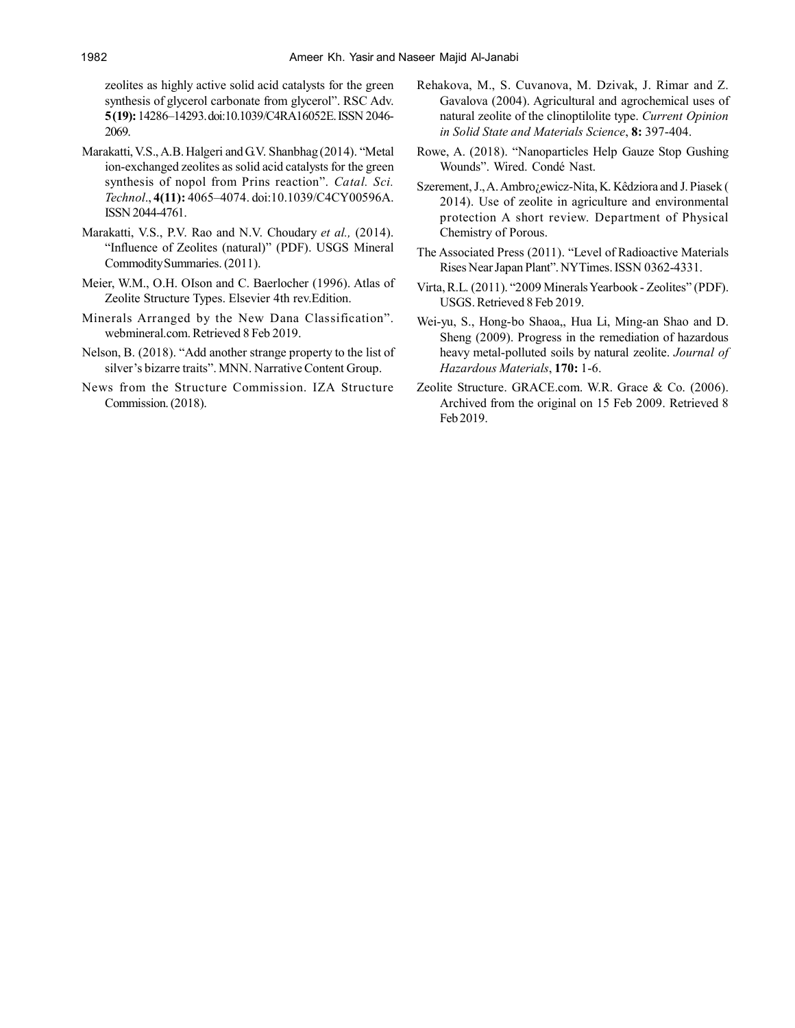zeolites as highly active solid acid catalysts for the green synthesis of glycerol carbonate from glycerol". RSC Adv. **5(19):** 14286–14293. doi:10.1039/C4RA16052E. ISSN 2046-2069.

Marakatti, V.S., A.B. Halgeri and G.V. Shanbhag (2014). "Metal ion-exchanged zeolites as solid acid catalysts for the green synthesis of nopol from Prins reaction". *Catal. Sci. Technol*., **4(11):** 4065–4074. doi:10.1039/C4CY00596A. ISSN 2044-4761.

Marakatti, V.S., P.V. Rao and N.V. Choudary *et al.,* (2014). "Influence of Zeolites (natural)" (PDF). USGS Mineral Commodity Summaries. (2011).

Meier, W.M., O.H. OIson and C. Baerlocher (1996). Atlas of Zeolite Structure Types. Elsevier 4th rev.Edition.

Minerals Arranged by the New Dana Classification". webmineral.com. Retrieved 8 Feb 2019.

Nelson, B. (2018). "Add another strange property to the list of silver's bizarre traits". MNN. Narrative Content Group.

News from the Structure Commission. IZA Structure Commission. (2018).

Rehakova, M., S. Cuvanova, M. Dzivak, J. Rimar and Z. Gavalova (2004). Agricultural and agrochemical uses of natural zeolite of the clinoptilolite type. *Current Opinion in Solid State and Materials Science*, **8:** 397-404.

Rowe, A. (2018). "Nanoparticles Help Gauze Stop Gushing Wounds". Wired. Condé Nast.

Szerement, J., A. Ambro¿ewicz-Nita, K. Kêdziora and J. Piasek ( 2014). Use of zeolite in agriculture and environmental protection A short review. Department of Physical Chemistry of Porous.

The Associated Press (2011). "Level of Radioactive Materials Rises Near Japan Plant". NYTimes. ISSN 0362-4331.

Virta, R.L. (2011). "2009 Minerals Yearbook - Zeolites" (PDF). USGS. Retrieved 8 Feb 2019.

Wei-yu, S., Hong-bo Shaoa,, Hua Li, Ming-an Shao and D. Sheng (2009). Progress in the remediation of hazardous heavy metal-polluted soils by natural zeolite. *Journal of Hazardous Materials*, **170:** 1-6.

Zeolite Structure. GRACE.com. W.R. Grace & Co. (2006). Archived from the original on 15 Feb 2009. Retrieved 8 Feb 2019.